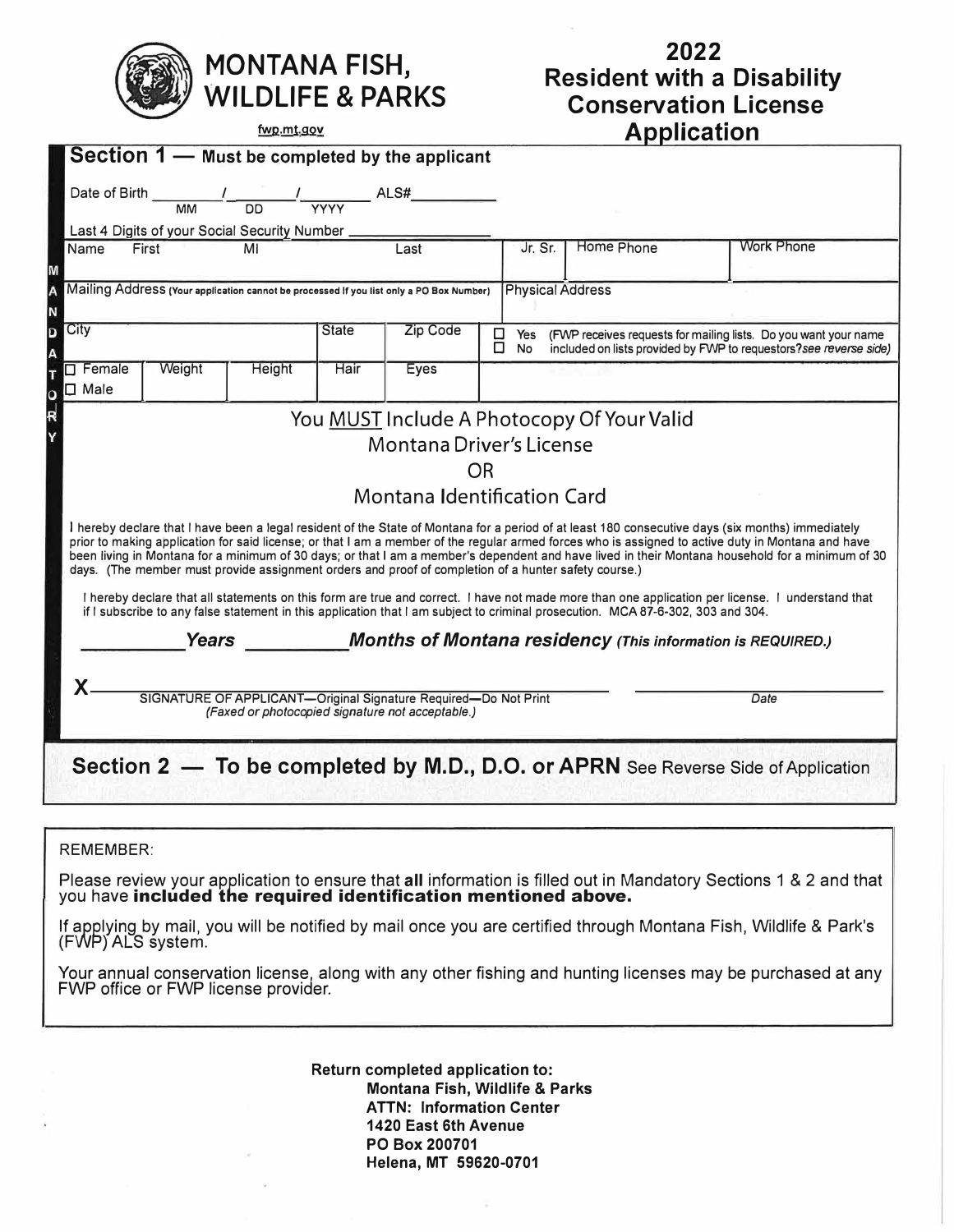# MONTANA FISH, WILDLIFE & PARKS

fwp.mt.gov

# 2022 Resident with a Disability Conservation License Application

## Section 1 — Must be completed by the applicant

MANDATORY

Date of Birth ________ / ________ / ________ (MM DD YYYY) ALS# __________

Last 4 Digits of your Social Security Number ______________

| Name First | MI | Last | Jr. Sr. | Home Phone | Work Phone |
|---|---|---|---|---|---|
| | | | | | |

| Mailing Address (Your application cannot be processed if you list only a PO Box Number) | Physical Address |
|---|---|
| | |

| City | State | Zip Code | ☐ Yes ☐ No (FWP receives requests for mailing lists. Do you want your name included on lists provided by FWP to requestors? *see reverse side*) |
|---|---|---|---|
| | | | |

| ☐ Female ☐ Male | Weight | Height | Hair | Eyes |
|---|---|---|---|---|
| | | | | |

You MUST Include A Photocopy Of Your Valid Montana Driver's License OR Montana Identification Card

I hereby declare that I have been a legal resident of the State of Montana for a period of at least 180 consecutive days (six months) immediately prior to making application for said license; or that I am a member of the regular armed forces who is assigned to active duty in Montana and have been living in Montana for a minimum of 30 days; or that I am a member's dependent and have lived in their Montana household for a minimum of 30 days. (The member must provide assignment orders and proof of completion of a hunter safety course.)

I hereby declare that all statements on this form are true and correct. I have not made more than one application per license. I understand that if I subscribe to any false statement in this application that I am subject to criminal prosecution. MCA 87-6-302, 303 and 304.

__________ ***Years*** __________ ***Months of Montana residency*** *(This information is REQUIRED.)*

X ______________________________________ ______________

SIGNATURE OF APPLICANT—Original Signature Required—Do Not Print *(Faxed or photocopied signature not acceptable.)* — *Date*

## Section 2 — To be completed by M.D., D.O. or APRN See Reverse Side of Application

REMEMBER:

Please review your application to ensure that **all** information is filled out in Mandatory Sections 1 & 2 and that you have **included the required identification mentioned above.**

If applying by mail, you will be notified by mail once you are certified through Montana Fish, Wildlife & Park's (FWP) ALS system.

Your annual conservation license, along with any other fishing and hunting licenses may be purchased at any FWP office or FWP license provider.

**Return completed application to:**
**Montana Fish, Wildlife & Parks**
**ATTN: Information Center**
**1420 East 6th Avenue**
**PO Box 200701**
**Helena, MT 59620-0701**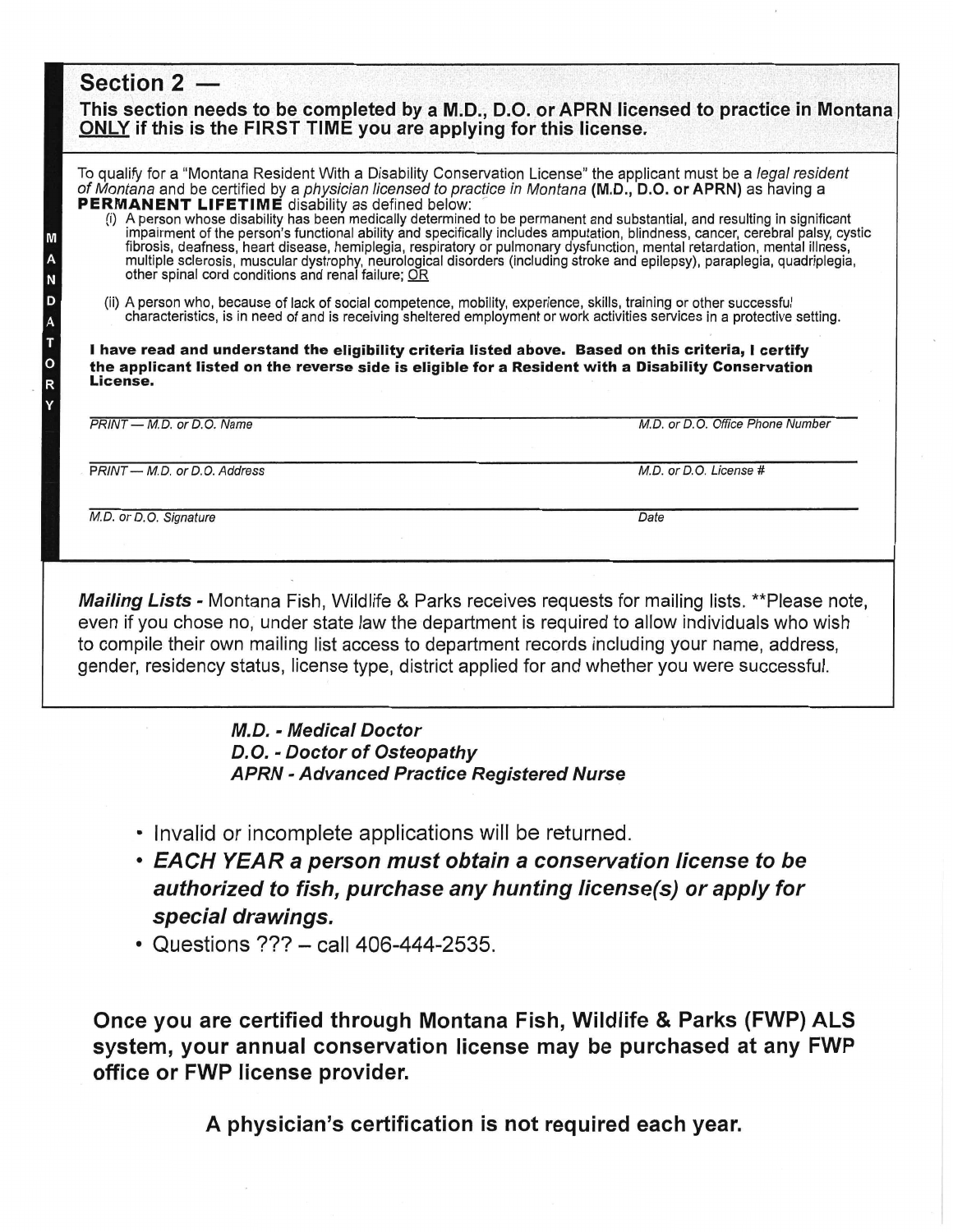## Section 2 —

**This section needs to be completed by a M.D., D.O. or APRN licensed to practice in Montana ONLY if this is the FIRST TIME you are applying for this license.**

MANDATORY

To qualify for a "Montana Resident With a Disability Conservation License" the applicant must be a *legal resident of Montana* and be certified by a *physician licensed to practice in Montana* **(M.D., D.O. or APRN)** as having a **PERMANENT LIFETIME** disability as defined below:

(i) A person whose disability has been medically determined to be permanent and substantial, and resulting in significant impairment of the person's functional ability and specifically includes amputation, blindness, cancer, cerebral palsy, cystic fibrosis, deafness, heart disease, hemiplegia, respiratory or pulmonary dysfunction, mental retardation, mental illness, multiple sclerosis, muscular dystrophy, neurological disorders (including stroke and epilepsy), paraplegia, quadriplegia, other spinal cord conditions and renal failure; OR

(ii) A person who, because of lack of social competence, mobility, experience, skills, training or other successful characteristics, is in need of and is receiving sheltered employment or work activities services in a protective setting.

**I have read and understand the eligibility criteria listed above. Based on this criteria, I certify the applicant listed on the reverse side is eligible for a Resident with a Disability Conservation License.**

_______________________________ _______________________________
*PRINT — M.D. or D.O. Name* *M.D. or D.O. Office Phone Number*

_______________________________ _______________________________
*PRINT — M.D. or D.O. Address* *M.D. or D.O. License #*

_______________________________ _______________________________
*M.D. or D.O. Signature* *Date*

***Mailing Lists*** - Montana Fish, Wildlife & Parks receives requests for mailing lists. **Please note, even if you chose no, under state law the department is required to allow individuals who wish to compile their own mailing list access to department records including your name, address, gender, residency status, license type, district applied for and whether you were successful.

***M.D. - Medical Doctor***
***D.O. - Doctor of Osteopathy***
***APRN - Advanced Practice Registered Nurse***

- Invalid or incomplete applications will be returned.
- ***EACH YEAR a person must obtain a conservation license to be authorized to fish, purchase any hunting license(s) or apply for special drawings.***
- Questions ??? – call 406-444-2535.

**Once you are certified through Montana Fish, Wildlife & Parks (FWP) ALS system, your annual conservation license may be purchased at any FWP office or FWP license provider.**

**A physician's certification is not required each year.**